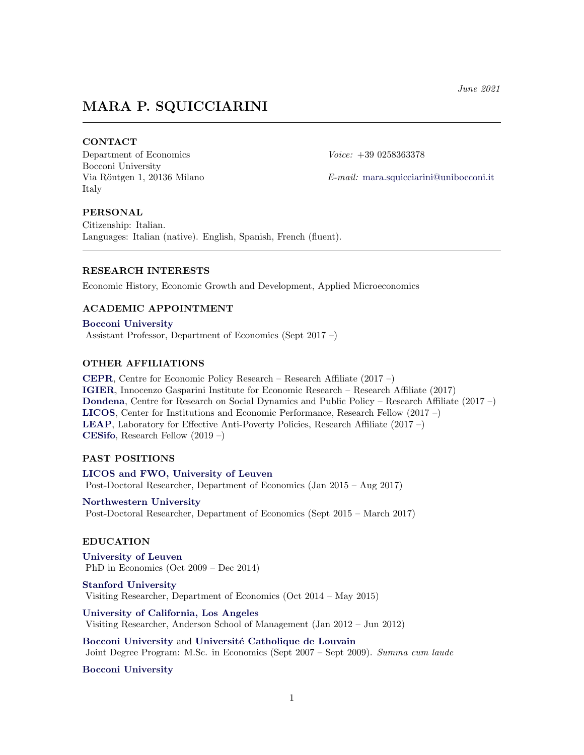*June 2021*

# MARA P. SQUICCIARINI

---

### CONTACT

Department of Economics
Bocconi University
Via Röntgen 1, 20136 Milano
Italy

*Voice:* +39 0258363378
*E-mail:* mara.squicciarini@unibocconi.it

### PERSONAL

Citizenship: Italian.
Languages: Italian (native). English, Spanish, French (fluent).

---

### RESEARCH INTERESTS

Economic History, Economic Growth and Development, Applied Microeconomics

### ACADEMIC APPOINTMENT

**Bocconi University**
Assistant Professor, Department of Economics (Sept 2017 –)

### OTHER AFFILIATIONS

**CEPR**, Centre for Economic Policy Research – Research Affiliate (2017 –)
**IGIER**, Innocenzo Gasparini Institute for Economic Research – Research Affiliate (2017)
**Dondena**, Centre for Research on Social Dynamics and Public Policy – Research Affiliate (2017 –)
**LICOS**, Center for Institutions and Economic Performance, Research Fellow (2017 –)
**LEAP**, Laboratory for Effective Anti-Poverty Policies, Research Affiliate (2017 –)
**CESifo**, Research Fellow (2019 –)

### PAST POSITIONS

**LICOS and FWO, University of Leuven**
Post-Doctoral Researcher, Department of Economics (Jan 2015 – Aug 2017)

**Northwestern University**
Post-Doctoral Researcher, Department of Economics (Sept 2015 – March 2017)

### EDUCATION

**University of Leuven**
PhD in Economics (Oct 2009 – Dec 2014)

**Stanford University**
Visiting Researcher, Department of Economics (Oct 2014 – May 2015)

**University of California, Los Angeles**
Visiting Researcher, Anderson School of Management (Jan 2012 – Jun 2012)

**Bocconi University** and **Université Catholique de Louvain**
Joint Degree Program: M.Sc. in Economics (Sept 2007 – Sept 2009). *Summa cum laude*

**Bocconi University**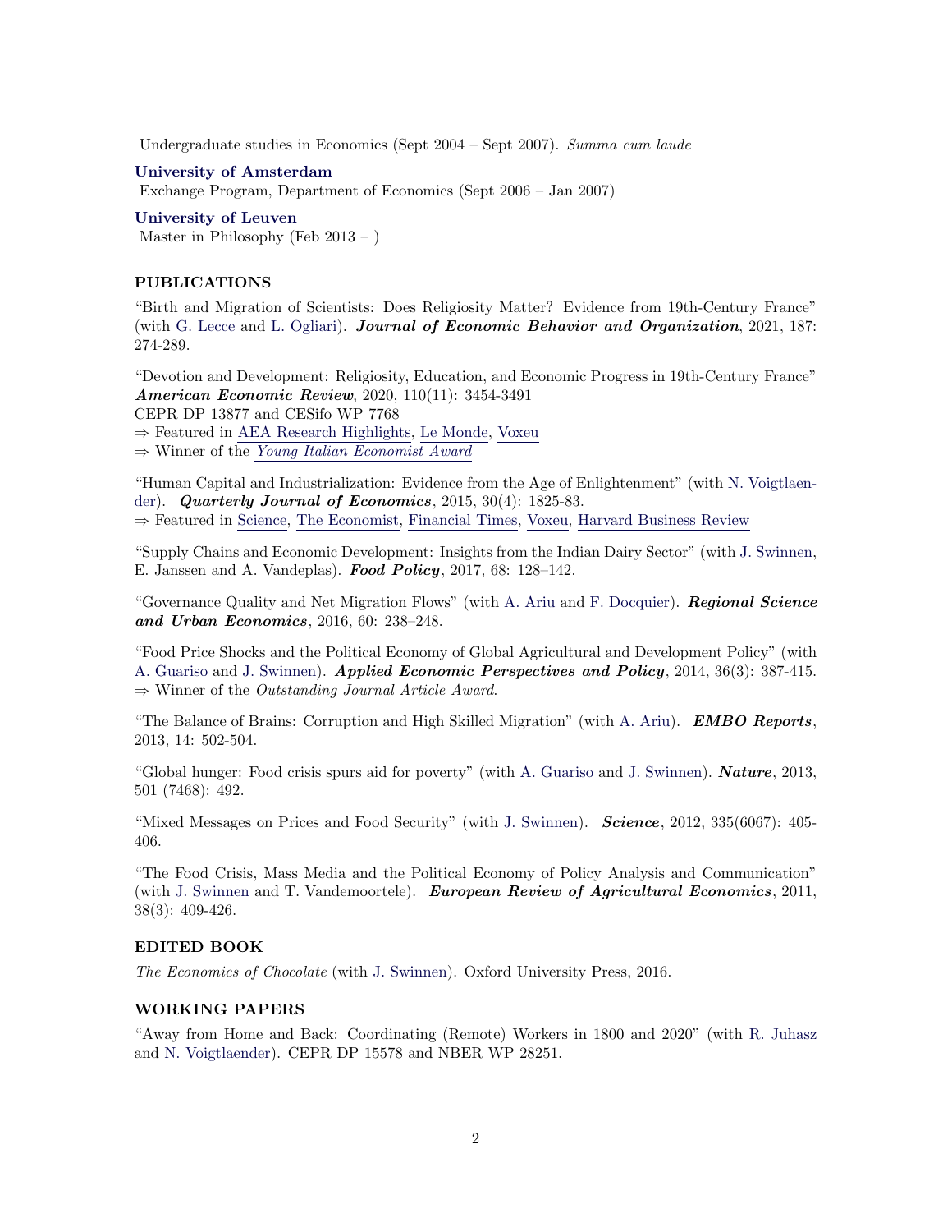Undergraduate studies in Economics (Sept 2004 – Sept 2007). *Summa cum laude*

**University of Amsterdam**
Exchange Program, Department of Economics (Sept 2006 – Jan 2007)

**University of Leuven**
Master in Philosophy (Feb 2013 – )

## PUBLICATIONS

"Birth and Migration of Scientists: Does Religiosity Matter? Evidence from 19th-Century France" (with G. Lecce and L. Ogliari). ***Journal of Economic Behavior and Organization***, 2021, 187: 274-289.

"Devotion and Development: Religiosity, Education, and Economic Progress in 19th-Century France" ***American Economic Review***, 2020, 110(11): 3454-3491
CEPR DP 13877 and CESifo WP 7768
⇒ Featured in AEA Research Highlights, Le Monde, Voxeu
⇒ Winner of the *Young Italian Economist Award*

"Human Capital and Industrialization: Evidence from the Age of Enlightenment" (with N. Voigtlaender). ***Quarterly Journal of Economics***, 2015, 30(4): 1825-83.
⇒ Featured in Science, The Economist, Financial Times, Voxeu, Harvard Business Review

"Supply Chains and Economic Development: Insights from the Indian Dairy Sector" (with J. Swinnen, E. Janssen and A. Vandeplas). ***Food Policy***, 2017, 68: 128–142.

"Governance Quality and Net Migration Flows" (with A. Ariu and F. Docquier). ***Regional Science and Urban Economics***, 2016, 60: 238–248.

"Food Price Shocks and the Political Economy of Global Agricultural and Development Policy" (with A. Guariso and J. Swinnen). ***Applied Economic Perspectives and Policy***, 2014, 36(3): 387-415.
⇒ Winner of the *Outstanding Journal Article Award*.

"The Balance of Brains: Corruption and High Skilled Migration" (with A. Ariu). ***EMBO Reports***, 2013, 14: 502-504.

"Global hunger: Food crisis spurs aid for poverty" (with A. Guariso and J. Swinnen). ***Nature***, 2013, 501 (7468): 492.

"Mixed Messages on Prices and Food Security" (with J. Swinnen). ***Science***, 2012, 335(6067): 405-406.

"The Food Crisis, Mass Media and the Political Economy of Policy Analysis and Communication" (with J. Swinnen and T. Vandemoortele). ***European Review of Agricultural Economics***, 2011, 38(3): 409-426.

## EDITED BOOK

*The Economics of Chocolate* (with J. Swinnen). Oxford University Press, 2016.

## WORKING PAPERS

"Away from Home and Back: Coordinating (Remote) Workers in 1800 and 2020" (with R. Juhasz and N. Voigtlaender). CEPR DP 15578 and NBER WP 28251.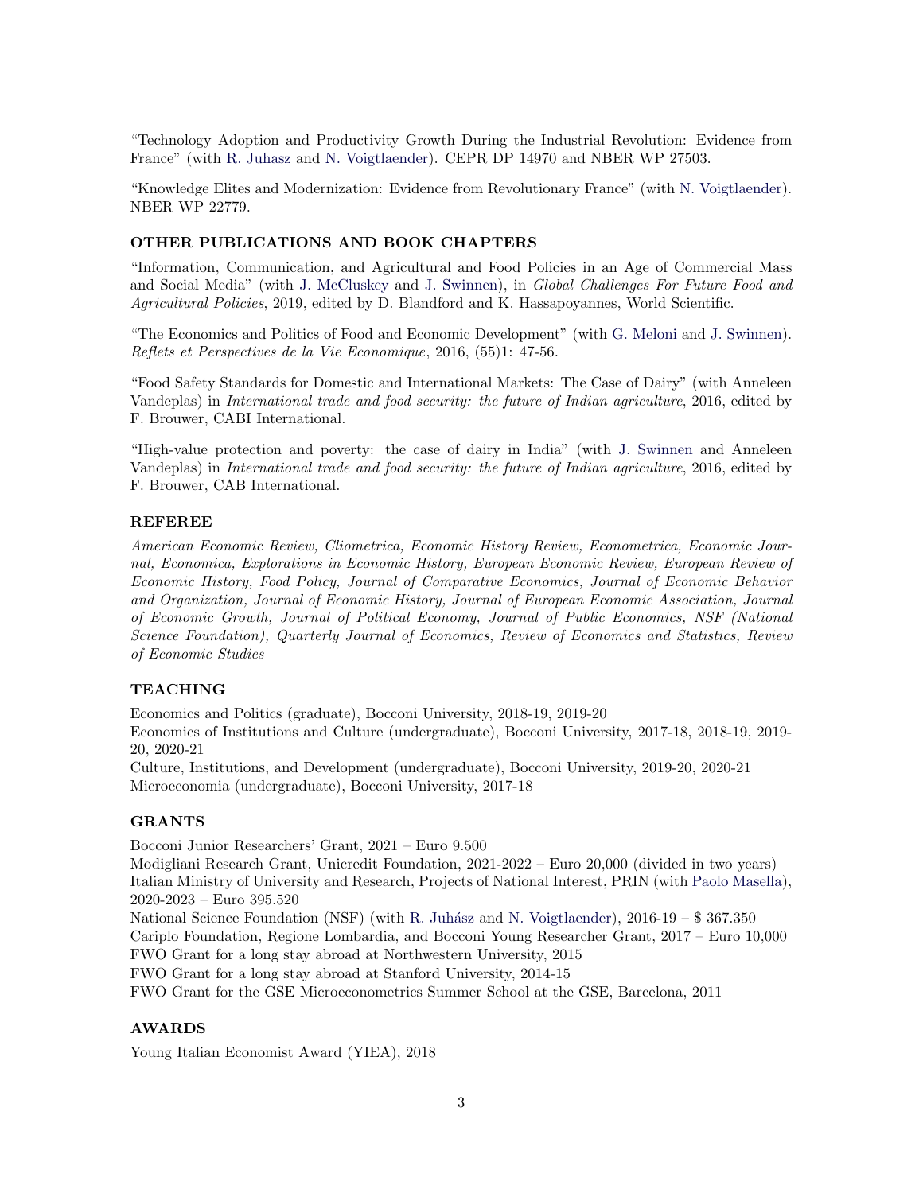"Technology Adoption and Productivity Growth During the Industrial Revolution: Evidence from France" (with R. Juhasz and N. Voigtlaender). CEPR DP 14970 and NBER WP 27503.

"Knowledge Elites and Modernization: Evidence from Revolutionary France" (with N. Voigtlaender). NBER WP 22779.

## OTHER PUBLICATIONS AND BOOK CHAPTERS

"Information, Communication, and Agricultural and Food Policies in an Age of Commercial Mass and Social Media" (with J. McCluskey and J. Swinnen), in *Global Challenges For Future Food and Agricultural Policies*, 2019, edited by D. Blandford and K. Hassapoyannes, World Scientific.

"The Economics and Politics of Food and Economic Development" (with G. Meloni and J. Swinnen). *Reflets et Perspectives de la Vie Economique*, 2016, (55)1: 47-56.

"Food Safety Standards for Domestic and International Markets: The Case of Dairy" (with Anneleen Vandeplas) in *International trade and food security: the future of Indian agriculture*, 2016, edited by F. Brouwer, CABI International.

"High-value protection and poverty: the case of dairy in India" (with J. Swinnen and Anneleen Vandeplas) in *International trade and food security: the future of Indian agriculture*, 2016, edited by F. Brouwer, CAB International.

## REFEREE

*American Economic Review, Cliometrica, Economic History Review, Econometrica, Economic Journal, Economica, Explorations in Economic History, European Economic Review, European Review of Economic History, Food Policy, Journal of Comparative Economics, Journal of Economic Behavior and Organization, Journal of Economic History, Journal of European Economic Association, Journal of Economic Growth, Journal of Political Economy, Journal of Public Economics, NSF (National Science Foundation), Quarterly Journal of Economics, Review of Economics and Statistics, Review of Economic Studies*

## TEACHING

Economics and Politics (graduate), Bocconi University, 2018-19, 2019-20
Economics of Institutions and Culture (undergraduate), Bocconi University, 2017-18, 2018-19, 2019-20, 2020-21
Culture, Institutions, and Development (undergraduate), Bocconi University, 2019-20, 2020-21
Microeconomia (undergraduate), Bocconi University, 2017-18

## GRANTS

Bocconi Junior Researchers' Grant, 2021 – Euro 9.500
Modigliani Research Grant, Unicredit Foundation, 2021-2022 – Euro 20,000 (divided in two years)
Italian Ministry of University and Research, Projects of National Interest, PRIN (with Paolo Masella), 2020-2023 – Euro 395.520
National Science Foundation (NSF) (with R. Juhász and N. Voigtlaender), 2016-19 – $ 367.350
Cariplo Foundation, Regione Lombardia, and Bocconi Young Researcher Grant, 2017 – Euro 10,000
FWO Grant for a long stay abroad at Northwestern University, 2015
FWO Grant for a long stay abroad at Stanford University, 2014-15
FWO Grant for the GSE Microeconometrics Summer School at the GSE, Barcelona, 2011

## AWARDS

Young Italian Economist Award (YIEA), 2018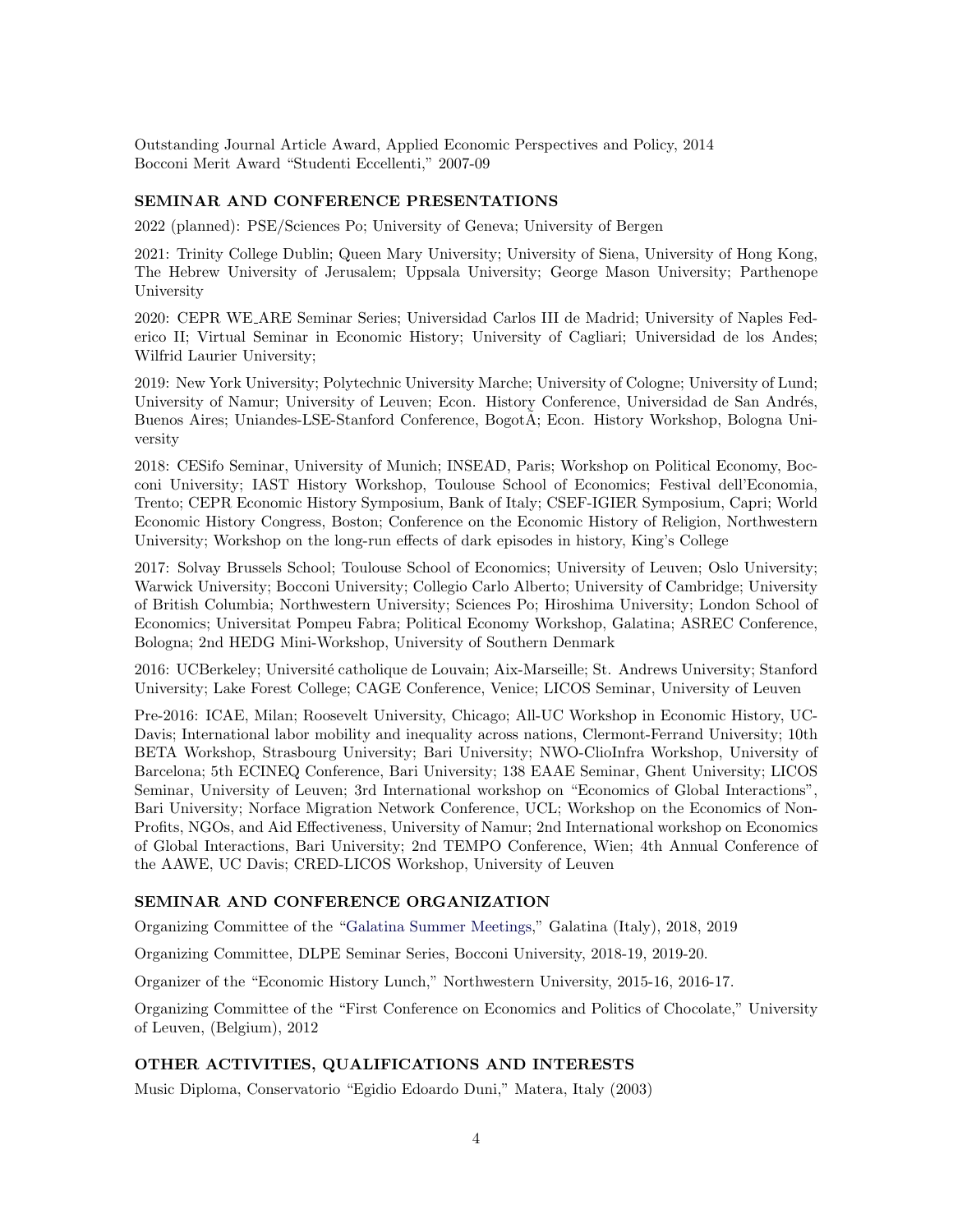Outstanding Journal Article Award, Applied Economic Perspectives and Policy, 2014
Bocconi Merit Award "Studenti Eccellenti," 2007-09

## SEMINAR AND CONFERENCE PRESENTATIONS

2022 (planned): PSE/Sciences Po; University of Geneva; University of Bergen

2021: Trinity College Dublin; Queen Mary University; University of Siena, University of Hong Kong, The Hebrew University of Jerusalem; Uppsala University; George Mason University; Parthenope University

2020: CEPR WE_ARE Seminar Series; Universidad Carlos III de Madrid; University of Naples Federico II; Virtual Seminar in Economic History; University of Cagliari; Universidad de los Andes; Wilfrid Laurier University;

2019: New York University; Polytechnic University Marche; University of Cologne; University of Lund; University of Namur; University of Leuven; Econ. History Conference, Universidad de San Andrés, Buenos Aires; Uniandes-LSE-Stanford Conference, BogotÃ; Econ. History Workshop, Bologna University

2018: CESifo Seminar, University of Munich; INSEAD, Paris; Workshop on Political Economy, Bocconi University; IAST History Workshop, Toulouse School of Economics; Festival dell'Economia, Trento; CEPR Economic History Symposium, Bank of Italy; CSEF-IGIER Symposium, Capri; World Economic History Congress, Boston; Conference on the Economic History of Religion, Northwestern University; Workshop on the long-run effects of dark episodes in history, King's College

2017: Solvay Brussels School; Toulouse School of Economics; University of Leuven; Oslo University; Warwick University; Bocconi University; Collegio Carlo Alberto; University of Cambridge; University of British Columbia; Northwestern University; Sciences Po; Hiroshima University; London School of Economics; Universitat Pompeu Fabra; Political Economy Workshop, Galatina; ASREC Conference, Bologna; 2nd HEDG Mini-Workshop, University of Southern Denmark

2016: UCBerkeley; Université catholique de Louvain; Aix-Marseille; St. Andrews University; Stanford University; Lake Forest College; CAGE Conference, Venice; LICOS Seminar, University of Leuven

Pre-2016: ICAE, Milan; Roosevelt University, Chicago; All-UC Workshop in Economic History, UC-Davis; International labor mobility and inequality across nations, Clermont-Ferrand University; 10th BETA Workshop, Strasbourg University; Bari University; NWO-ClioInfra Workshop, University of Barcelona; 5th ECINEQ Conference, Bari University; 138 EAAE Seminar, Ghent University; LICOS Seminar, University of Leuven; 3rd International workshop on "Economics of Global Interactions", Bari University; Norface Migration Network Conference, UCL; Workshop on the Economics of Non-Profits, NGOs, and Aid Effectiveness, University of Namur; 2nd International workshop on Economics of Global Interactions, Bari University; 2nd TEMPO Conference, Wien; 4th Annual Conference of the AAWE, UC Davis; CRED-LICOS Workshop, University of Leuven

## SEMINAR AND CONFERENCE ORGANIZATION

Organizing Committee of the "Galatina Summer Meetings," Galatina (Italy), 2018, 2019

Organizing Committee, DLPE Seminar Series, Bocconi University, 2018-19, 2019-20.

Organizer of the "Economic History Lunch," Northwestern University, 2015-16, 2016-17.

Organizing Committee of the "First Conference on Economics and Politics of Chocolate," University of Leuven, (Belgium), 2012

## OTHER ACTIVITIES, QUALIFICATIONS AND INTERESTS

Music Diploma, Conservatorio "Egidio Edoardo Duni," Matera, Italy (2003)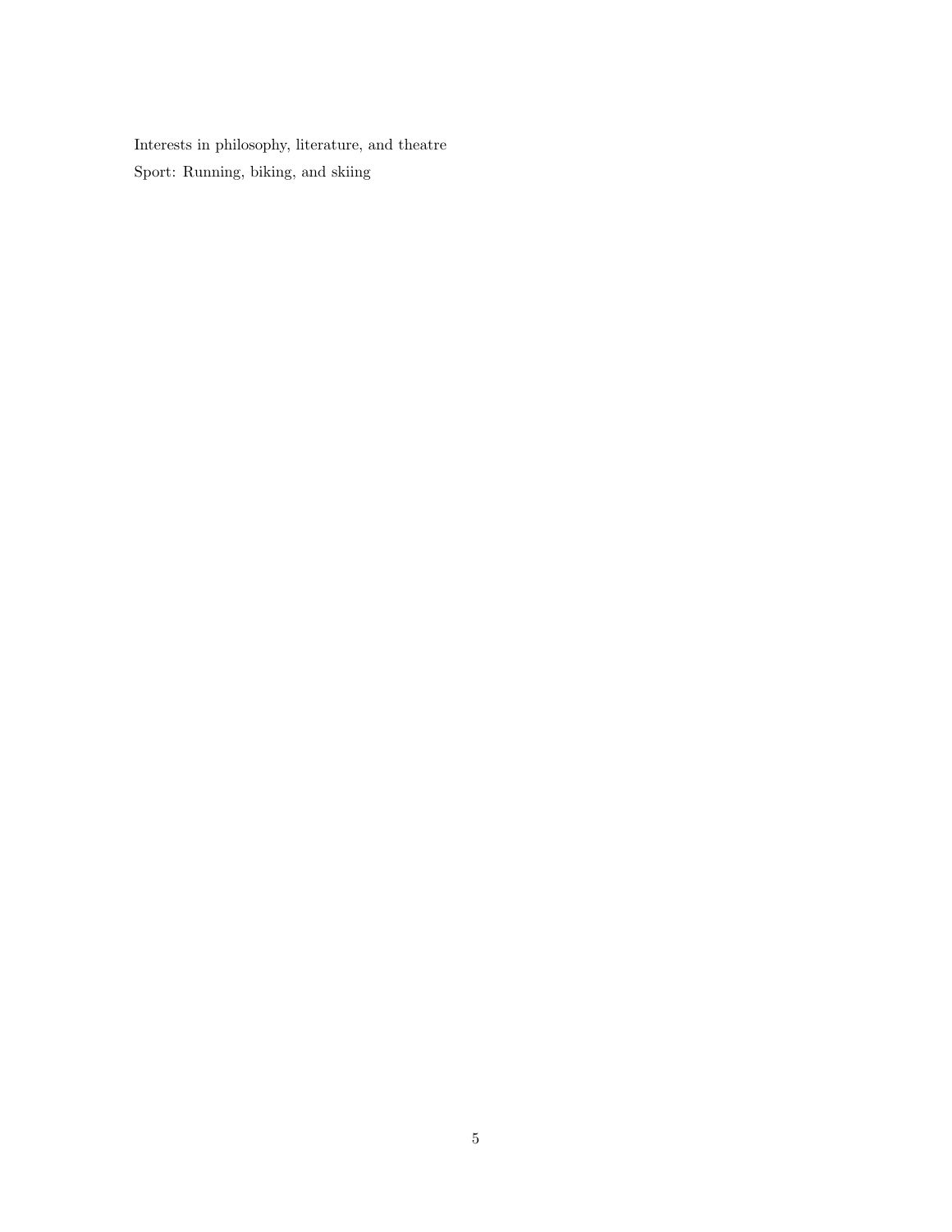Interests in philosophy, literature, and theatre

Sport: Running, biking, and skiing